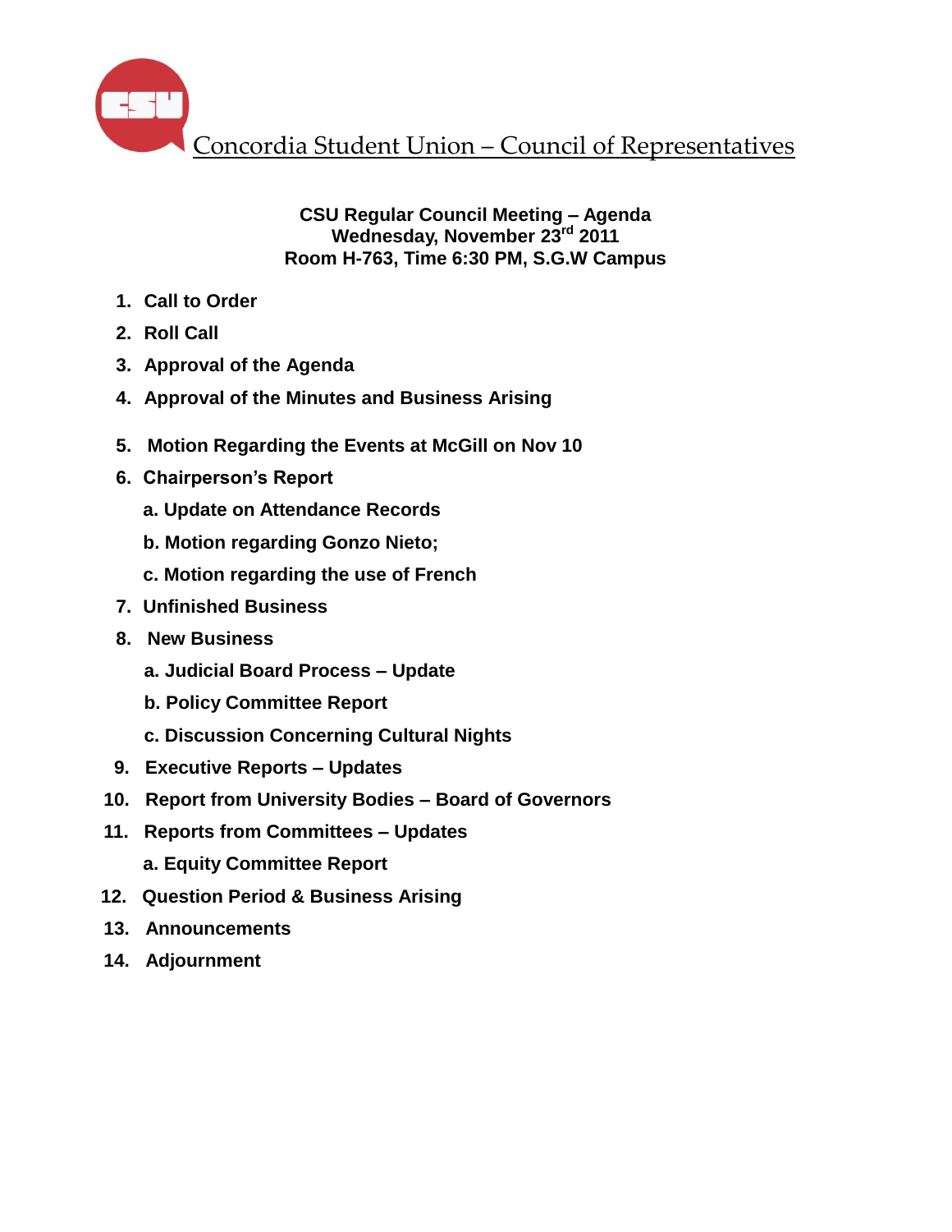# Concordia Student Union – Council of Representatives

**CSU Regular Council Meeting – Agenda**
**Wednesday, November 23rd 2011**
**Room H-763, Time 6:30 PM, S.G.W Campus**

1. **Call to Order**
2. **Roll Call**
3. **Approval of the Agenda**
4. **Approval of the Minutes and Business Arising**
5. **Motion Regarding the Events at McGill on Nov 10**
6. **Chairperson's Report**
   - a. Update on Attendance Records
   - b. Motion regarding Gonzo Nieto;
   - c. Motion regarding the use of French
7. **Unfinished Business**
8. **New Business**
   - a. Judicial Board Process – Update
   - b. Policy Committee Report
   - c. Discussion Concerning Cultural Nights
9. **Executive Reports – Updates**
10. **Report from University Bodies – Board of Governors**
11. **Reports from Committees – Updates**
    - a. Equity Committee Report
12. **Question Period & Business Arising**
13. **Announcements**
14. **Adjournment**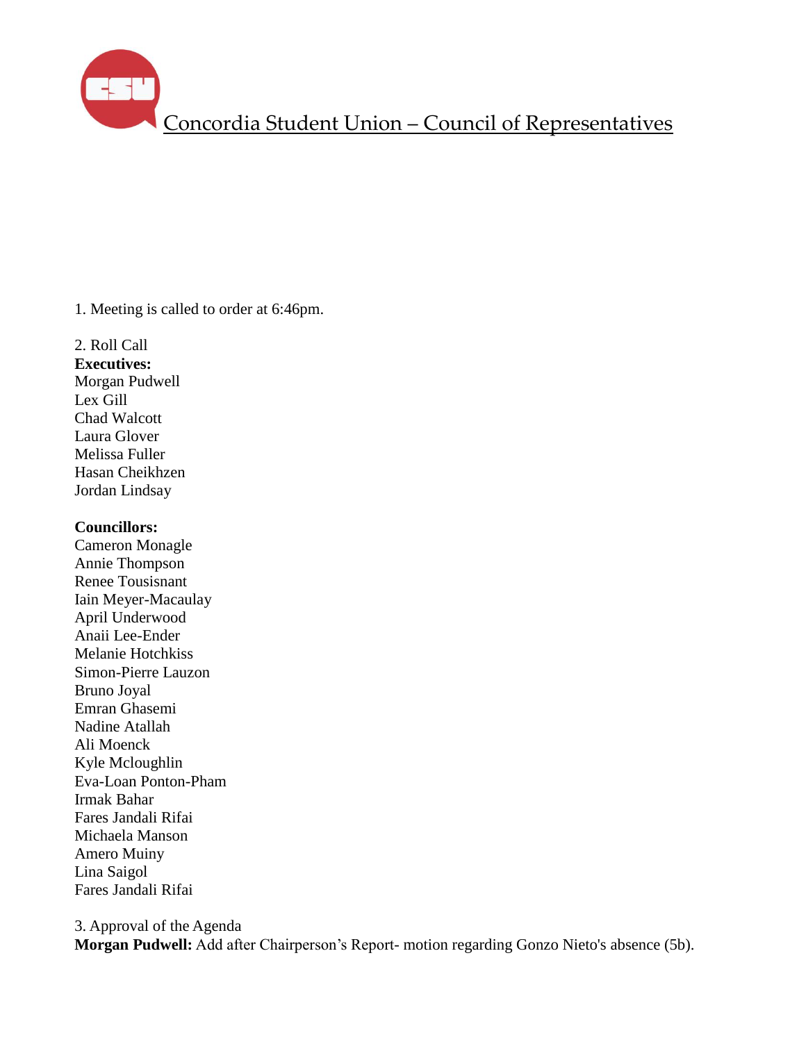Concordia Student Union – Council of Representatives

1. Meeting is called to order at 6:46pm.

2. Roll Call

**Executives:**

Morgan Pudwell
Lex Gill
Chad Walcott
Laura Glover
Melissa Fuller
Hasan Cheikhzen
Jordan Lindsay

**Councillors:**

Cameron Monagle
Annie Thompson
Renee Tousisnant
Iain Meyer-Macaulay
April Underwood
Anaii Lee-Ender
Melanie Hotchkiss
Simon-Pierre Lauzon
Bruno Joyal
Emran Ghasemi
Nadine Atallah
Ali Moenck
Kyle Mcloughlin
Eva-Loan Ponton-Pham
Irmak Bahar
Fares Jandali Rifai
Michaela Manson
Amero Muiny
Lina Saigol
Fares Jandali Rifai

3. Approval of the Agenda

**Morgan Pudwell:** Add after Chairperson's Report- motion regarding Gonzo Nieto's absence (5b).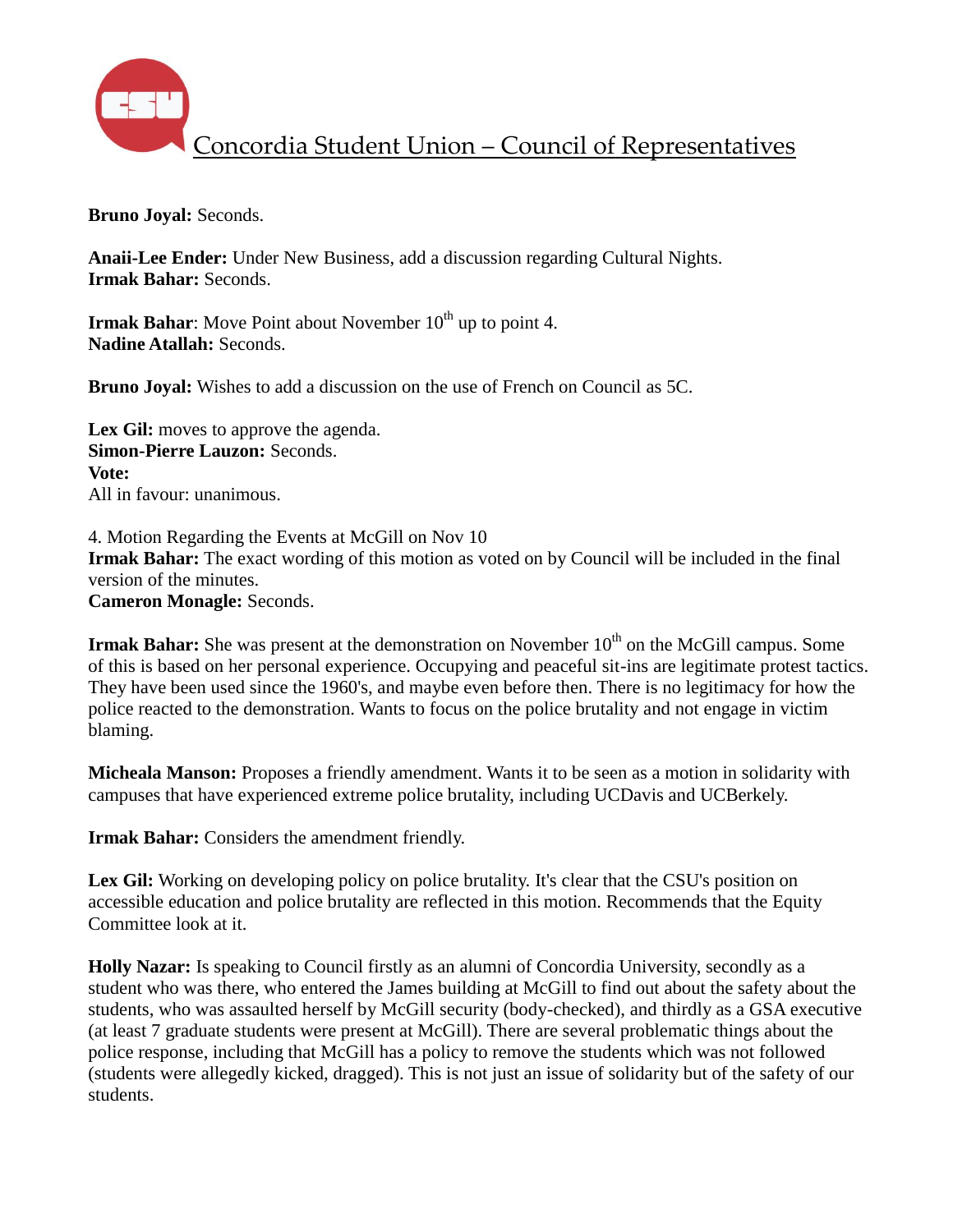**Bruno Joyal:** Seconds.

**Anaii-Lee Ender:** Under New Business, add a discussion regarding Cultural Nights.
**Irmak Bahar:** Seconds.

**Irmak Bahar**: Move Point about November 10th up to point 4.
**Nadine Atallah:** Seconds.

**Bruno Joyal:** Wishes to add a discussion on the use of French on Council as 5C.

**Lex Gil:** moves to approve the agenda.
**Simon-Pierre Lauzon:** Seconds.
**Vote:**
All in favour: unanimous.

4. Motion Regarding the Events at McGill on Nov 10
**Irmak Bahar:** The exact wording of this motion as voted on by Council will be included in the final version of the minutes.
**Cameron Monagle:** Seconds.

**Irmak Bahar:** She was present at the demonstration on November 10th on the McGill campus. Some of this is based on her personal experience. Occupying and peaceful sit-ins are legitimate protest tactics. They have been used since the 1960's, and maybe even before then. There is no legitimacy for how the police reacted to the demonstration. Wants to focus on the police brutality and not engage in victim blaming.

**Micheala Manson:** Proposes a friendly amendment. Wants it to be seen as a motion in solidarity with campuses that have experienced extreme police brutality, including UCDavis and UCBerkely.

**Irmak Bahar:** Considers the amendment friendly.

**Lex Gil:** Working on developing policy on police brutality. It's clear that the CSU's position on accessible education and police brutality are reflected in this motion. Recommends that the Equity Committee look at it.

**Holly Nazar:** Is speaking to Council firstly as an alumni of Concordia University, secondly as a student who was there, who entered the James building at McGill to find out about the safety about the students, who was assaulted herself by McGill security (body-checked), and thirdly as a GSA executive (at least 7 graduate students were present at McGill). There are several problematic things about the police response, including that McGill has a policy to remove the students which was not followed (students were allegedly kicked, dragged). This is not just an issue of solidarity but of the safety of our students.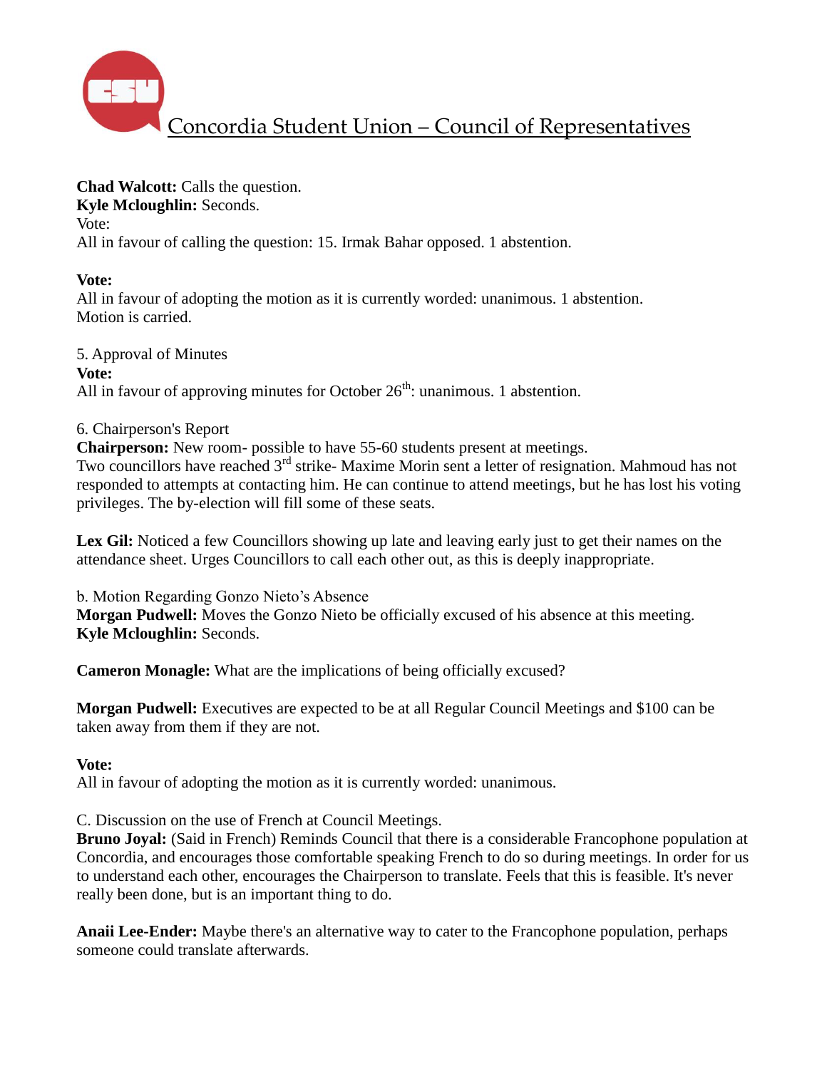**Chad Walcott:** Calls the question.
**Kyle Mcloughlin:** Seconds.
Vote:
All in favour of calling the question: 15. Irmak Bahar opposed. 1 abstention.

**Vote:**
All in favour of adopting the motion as it is currently worded: unanimous. 1 abstention.
Motion is carried.

5. Approval of Minutes
**Vote:**
All in favour of approving minutes for October 26th: unanimous. 1 abstention.

6. Chairperson's Report
**Chairperson:** New room- possible to have 55-60 students present at meetings.
Two councillors have reached 3rd strike- Maxime Morin sent a letter of resignation. Mahmoud has not responded to attempts at contacting him. He can continue to attend meetings, but he has lost his voting privileges. The by-election will fill some of these seats.

**Lex Gil:** Noticed a few Councillors showing up late and leaving early just to get their names on the attendance sheet. Urges Councillors to call each other out, as this is deeply inappropriate.

b. Motion Regarding Gonzo Nieto's Absence
**Morgan Pudwell:** Moves the Gonzo Nieto be officially excused of his absence at this meeting.
**Kyle Mcloughlin:** Seconds.

**Cameron Monagle:** What are the implications of being officially excused?

**Morgan Pudwell:** Executives are expected to be at all Regular Council Meetings and $100 can be taken away from them if they are not.

**Vote:**
All in favour of adopting the motion as it is currently worded: unanimous.

C. Discussion on the use of French at Council Meetings.
**Bruno Joyal:** (Said in French) Reminds Council that there is a considerable Francophone population at Concordia, and encourages those comfortable speaking French to do so during meetings. In order for us to understand each other, encourages the Chairperson to translate. Feels that this is feasible. It's never really been done, but is an important thing to do.

**Anaii Lee-Ender:** Maybe there's an alternative way to cater to the Francophone population, perhaps someone could translate afterwards.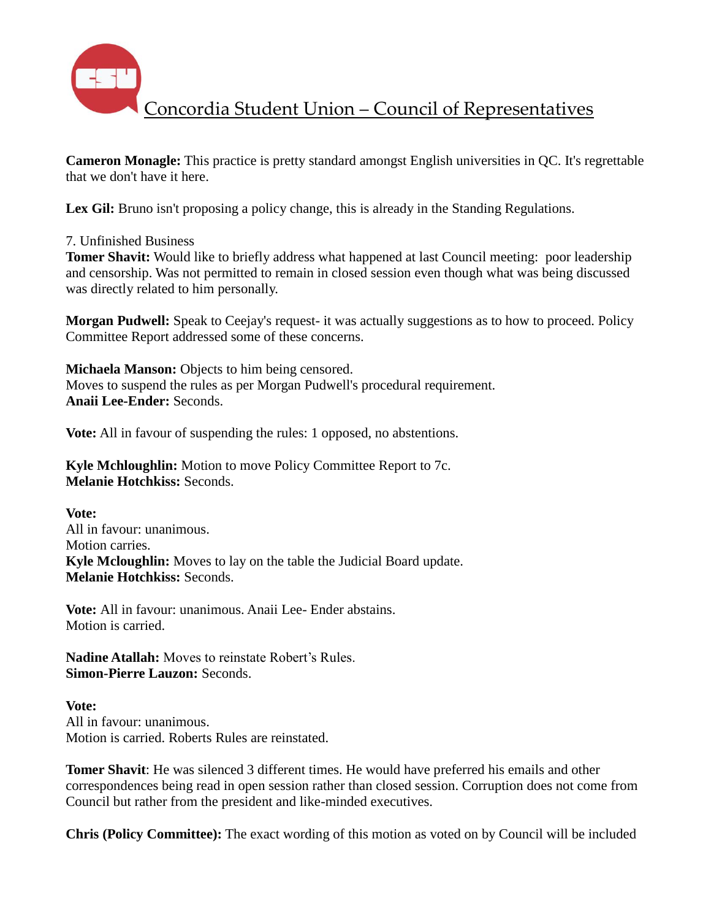**Cameron Monagle:** This practice is pretty standard amongst English universities in QC. It's regrettable that we don't have it here.

**Lex Gil:** Bruno isn't proposing a policy change, this is already in the Standing Regulations.

7. Unfinished Business

**Tomer Shavit:** Would like to briefly address what happened at last Council meeting: poor leadership and censorship. Was not permitted to remain in closed session even though what was being discussed was directly related to him personally.

**Morgan Pudwell:** Speak to Ceejay's request- it was actually suggestions as to how to proceed. Policy Committee Report addressed some of these concerns.

**Michaela Manson:** Objects to him being censored.
Moves to suspend the rules as per Morgan Pudwell's procedural requirement.
**Anaii Lee-Ender:** Seconds.

**Vote:** All in favour of suspending the rules: 1 opposed, no abstentions.

**Kyle Mchloughlin:** Motion to move Policy Committee Report to 7c.
**Melanie Hotchkiss:** Seconds.

**Vote:**
All in favour: unanimous.
Motion carries.
**Kyle Mcloughlin:** Moves to lay on the table the Judicial Board update.
**Melanie Hotchkiss:** Seconds.

**Vote:** All in favour: unanimous. Anaii Lee- Ender abstains.
Motion is carried.

**Nadine Atallah:** Moves to reinstate Robert's Rules.
**Simon-Pierre Lauzon:** Seconds.

**Vote:**
All in favour: unanimous.
Motion is carried. Roberts Rules are reinstated.

**Tomer Shavit**: He was silenced 3 different times. He would have preferred his emails and other correspondences being read in open session rather than closed session. Corruption does not come from Council but rather from the president and like-minded executives.

**Chris (Policy Committee):** The exact wording of this motion as voted on by Council will be included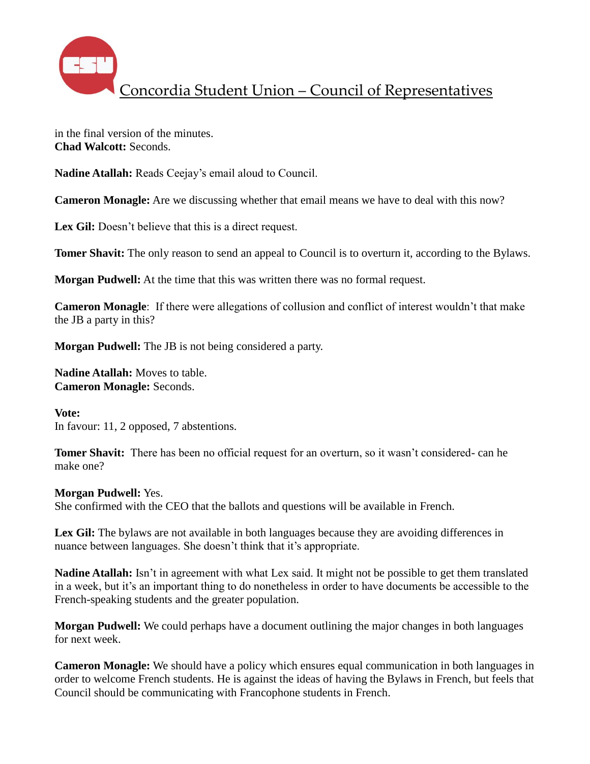in the final version of the minutes.
**Chad Walcott:** Seconds.

**Nadine Atallah:** Reads Ceejay's email aloud to Council.

**Cameron Monagle:** Are we discussing whether that email means we have to deal with this now?

**Lex Gil:** Doesn't believe that this is a direct request.

**Tomer Shavit:** The only reason to send an appeal to Council is to overturn it, according to the Bylaws.

**Morgan Pudwell:** At the time that this was written there was no formal request.

**Cameron Monagle**: If there were allegations of collusion and conflict of interest wouldn't that make the JB a party in this?

**Morgan Pudwell:** The JB is not being considered a party.

**Nadine Atallah:** Moves to table.
**Cameron Monagle:** Seconds.

**Vote:**
In favour: 11, 2 opposed, 7 abstentions.

**Tomer Shavit:** There has been no official request for an overturn, so it wasn't considered- can he make one?

**Morgan Pudwell:** Yes.
She confirmed with the CEO that the ballots and questions will be available in French.

**Lex Gil:** The bylaws are not available in both languages because they are avoiding differences in nuance between languages. She doesn't think that it's appropriate.

**Nadine Atallah:** Isn't in agreement with what Lex said. It might not be possible to get them translated in a week, but it's an important thing to do nonetheless in order to have documents be accessible to the French-speaking students and the greater population.

**Morgan Pudwell:** We could perhaps have a document outlining the major changes in both languages for next week.

**Cameron Monagle:** We should have a policy which ensures equal communication in both languages in order to welcome French students. He is against the ideas of having the Bylaws in French, but feels that Council should be communicating with Francophone students in French.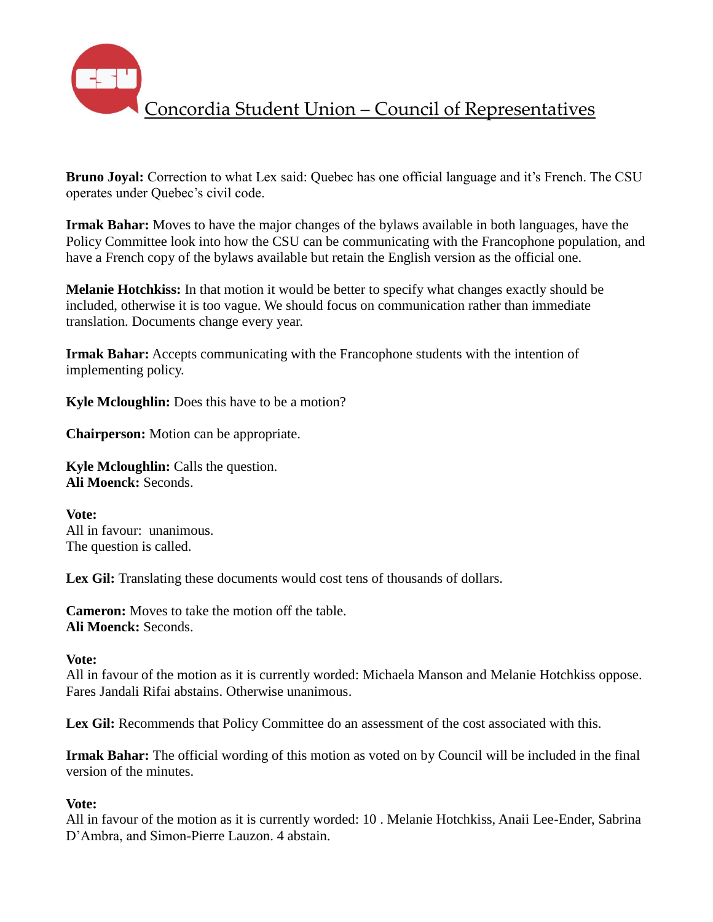**Bruno Joyal:** Correction to what Lex said: Quebec has one official language and it's French. The CSU operates under Quebec's civil code.

**Irmak Bahar:** Moves to have the major changes of the bylaws available in both languages, have the Policy Committee look into how the CSU can be communicating with the Francophone population, and have a French copy of the bylaws available but retain the English version as the official one.

**Melanie Hotchkiss:** In that motion it would be better to specify what changes exactly should be included, otherwise it is too vague. We should focus on communication rather than immediate translation. Documents change every year.

**Irmak Bahar:** Accepts communicating with the Francophone students with the intention of implementing policy.

**Kyle Mcloughlin:** Does this have to be a motion?

**Chairperson:** Motion can be appropriate.

**Kyle Mcloughlin:** Calls the question.
**Ali Moenck:** Seconds.

**Vote:**
All in favour: unanimous.
The question is called.

**Lex Gil:** Translating these documents would cost tens of thousands of dollars.

**Cameron:** Moves to take the motion off the table.
**Ali Moenck:** Seconds.

**Vote:**
All in favour of the motion as it is currently worded: Michaela Manson and Melanie Hotchkiss oppose. Fares Jandali Rifai abstains. Otherwise unanimous.

**Lex Gil:** Recommends that Policy Committee do an assessment of the cost associated with this.

**Irmak Bahar:** The official wording of this motion as voted on by Council will be included in the final version of the minutes.

**Vote:**
All in favour of the motion as it is currently worded: 10 . Melanie Hotchkiss, Anaii Lee-Ender, Sabrina D'Ambra, and Simon-Pierre Lauzon. 4 abstain.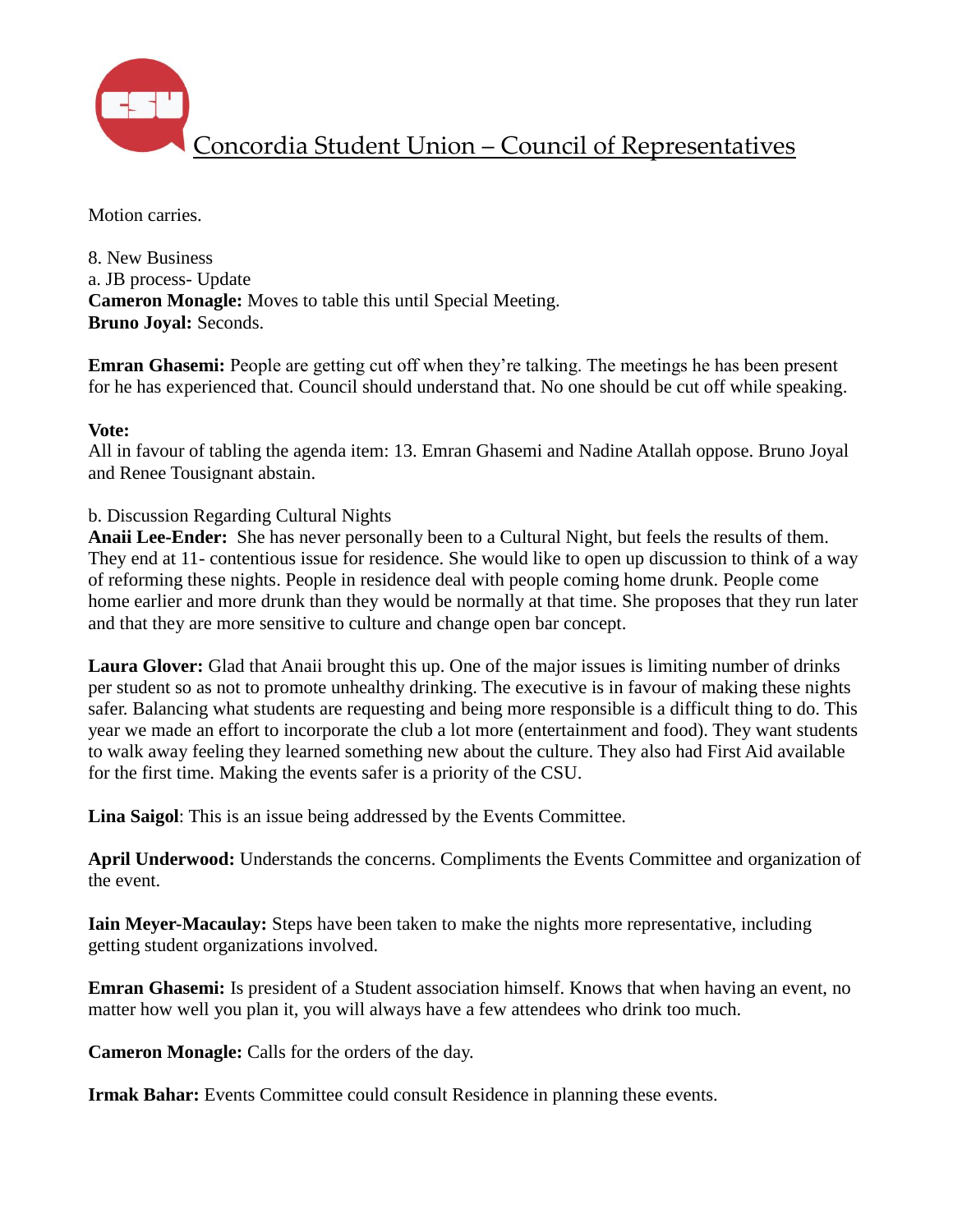Motion carries.

8. New Business

a. JB process- Update

**Cameron Monagle:** Moves to table this until Special Meeting.

**Bruno Joyal:** Seconds.

**Emran Ghasemi:** People are getting cut off when they're talking. The meetings he has been present for he has experienced that. Council should understand that. No one should be cut off while speaking.

**Vote:**

All in favour of tabling the agenda item: 13. Emran Ghasemi and Nadine Atallah oppose. Bruno Joyal and Renee Tousignant abstain.

b. Discussion Regarding Cultural Nights

**Anaii Lee-Ender:** She has never personally been to a Cultural Night, but feels the results of them. They end at 11- contentious issue for residence. She would like to open up discussion to think of a way of reforming these nights. People in residence deal with people coming home drunk. People come home earlier and more drunk than they would be normally at that time. She proposes that they run later and that they are more sensitive to culture and change open bar concept.

**Laura Glover:** Glad that Anaii brought this up. One of the major issues is limiting number of drinks per student so as not to promote unhealthy drinking. The executive is in favour of making these nights safer. Balancing what students are requesting and being more responsible is a difficult thing to do. This year we made an effort to incorporate the club a lot more (entertainment and food). They want students to walk away feeling they learned something new about the culture. They also had First Aid available for the first time. Making the events safer is a priority of the CSU.

**Lina Saigol**: This is an issue being addressed by the Events Committee.

**April Underwood:** Understands the concerns. Compliments the Events Committee and organization of the event.

**Iain Meyer-Macaulay:** Steps have been taken to make the nights more representative, including getting student organizations involved.

**Emran Ghasemi:** Is president of a Student association himself. Knows that when having an event, no matter how well you plan it, you will always have a few attendees who drink too much.

**Cameron Monagle:** Calls for the orders of the day.

**Irmak Bahar:** Events Committee could consult Residence in planning these events.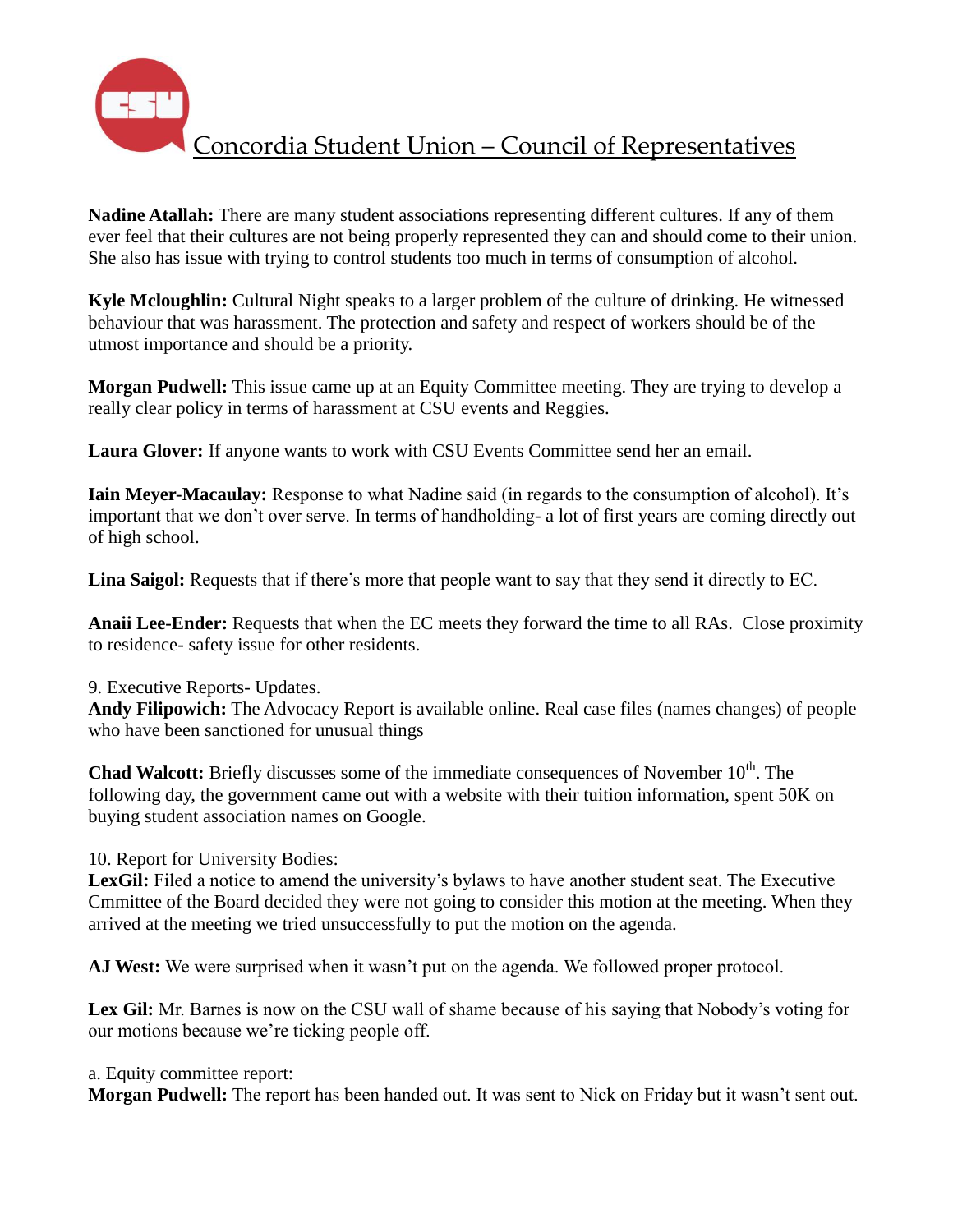# Concordia Student Union – Council of Representatives

**Nadine Atallah:** There are many student associations representing different cultures. If any of them ever feel that their cultures are not being properly represented they can and should come to their union. She also has issue with trying to control students too much in terms of consumption of alcohol.

**Kyle Mcloughlin:** Cultural Night speaks to a larger problem of the culture of drinking. He witnessed behaviour that was harassment. The protection and safety and respect of workers should be of the utmost importance and should be a priority.

**Morgan Pudwell:** This issue came up at an Equity Committee meeting. They are trying to develop a really clear policy in terms of harassment at CSU events and Reggies.

**Laura Glover:** If anyone wants to work with CSU Events Committee send her an email.

**Iain Meyer-Macaulay:** Response to what Nadine said (in regards to the consumption of alcohol). It's important that we don't over serve. In terms of handholding- a lot of first years are coming directly out of high school.

**Lina Saigol:** Requests that if there's more that people want to say that they send it directly to EC.

**Anaii Lee-Ender:** Requests that when the EC meets they forward the time to all RAs. Close proximity to residence- safety issue for other residents.

9. Executive Reports- Updates.

**Andy Filipowich:** The Advocacy Report is available online. Real case files (names changes) of people who have been sanctioned for unusual things

**Chad Walcott:** Briefly discusses some of the immediate consequences of November 10th. The following day, the government came out with a website with their tuition information, spent 50K on buying student association names on Google.

10. Report for University Bodies:

**LexGil:** Filed a notice to amend the university's bylaws to have another student seat. The Executive Cmmittee of the Board decided they were not going to consider this motion at the meeting. When they arrived at the meeting we tried unsuccessfully to put the motion on the agenda.

**AJ West:** We were surprised when it wasn't put on the agenda. We followed proper protocol.

**Lex Gil:** Mr. Barnes is now on the CSU wall of shame because of his saying that Nobody's voting for our motions because we're ticking people off.

a. Equity committee report:

**Morgan Pudwell:** The report has been handed out. It was sent to Nick on Friday but it wasn't sent out.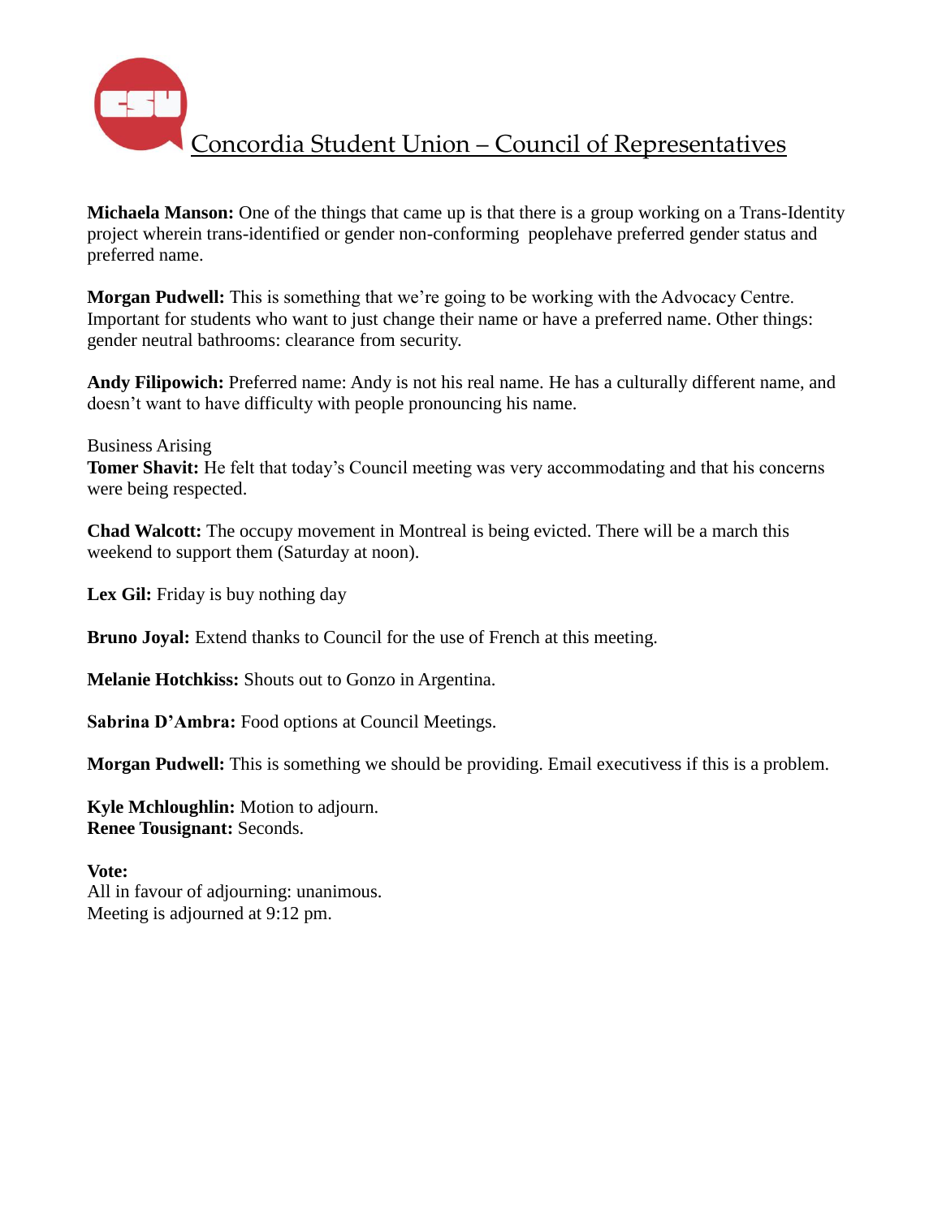Concordia Student Union – Council of Representatives

**Michaela Manson:** One of the things that came up is that there is a group working on a Trans-Identity project wherein trans-identified or gender non-conforming peoplehave preferred gender status and preferred name.

**Morgan Pudwell:** This is something that we're going to be working with the Advocacy Centre. Important for students who want to just change their name or have a preferred name. Other things: gender neutral bathrooms: clearance from security.

**Andy Filipowich:** Preferred name: Andy is not his real name. He has a culturally different name, and doesn't want to have difficulty with people pronouncing his name.

Business Arising

**Tomer Shavit:** He felt that today's Council meeting was very accommodating and that his concerns were being respected.

**Chad Walcott:** The occupy movement in Montreal is being evicted. There will be a march this weekend to support them (Saturday at noon).

**Lex Gil:** Friday is buy nothing day

**Bruno Joyal:** Extend thanks to Council for the use of French at this meeting.

**Melanie Hotchkiss:** Shouts out to Gonzo in Argentina.

**Sabrina D'Ambra:** Food options at Council Meetings.

**Morgan Pudwell:** This is something we should be providing. Email executivess if this is a problem.

**Kyle Mchloughlin:** Motion to adjourn.
**Renee Tousignant:** Seconds.

**Vote:**
All in favour of adjourning: unanimous.
Meeting is adjourned at 9:12 pm.